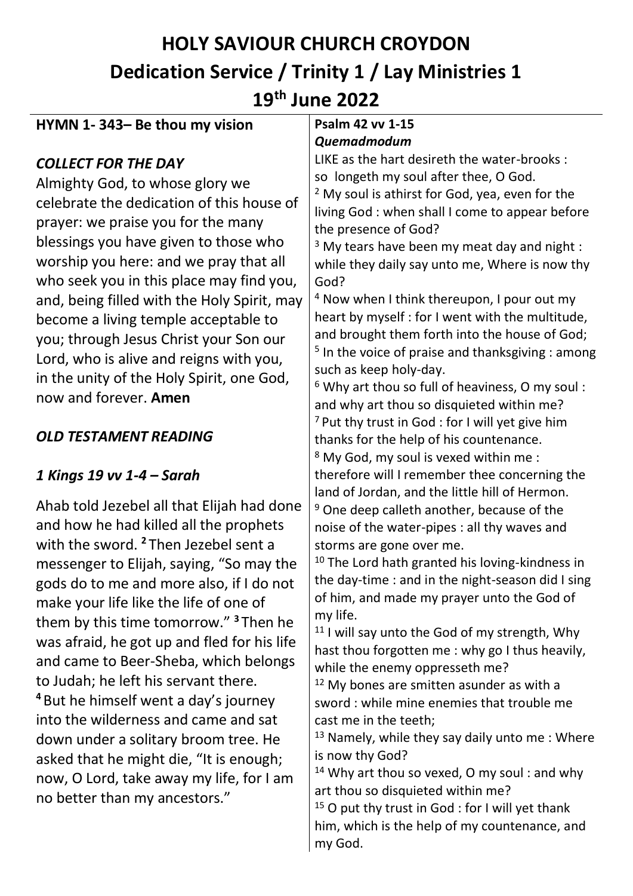# HOLY SAVIOUR CHURCH CROYDON
# Dedication Service / Trinity 1 / Lay Ministries 1
# 19th June 2022

**HYMN 1- 343– Be thou my vision**

### *COLLECT FOR THE DAY*

Almighty God, to whose glory we celebrate the dedication of this house of prayer: we praise you for the many blessings you have given to those who worship you here: and we pray that all who seek you in this place may find you, and, being filled with the Holy Spirit, may become a living temple acceptable to you; through Jesus Christ your Son our Lord, who is alive and reigns with you, in the unity of the Holy Spirit, one God, now and forever. **Amen**

### *OLD TESTAMENT READING*

### *1 Kings 19 vv 1-4 – Sarah*

Ahab told Jezebel all that Elijah had done and how he had killed all the prophets with the sword. **2** Then Jezebel sent a messenger to Elijah, saying, "So may the gods do to me and more also, if I do not make your life like the life of one of them by this time tomorrow." **3** Then he was afraid, he got up and fled for his life and came to Beer-Sheba, which belongs to Judah; he left his servant there. **4** But he himself went a day's journey into the wilderness and came and sat down under a solitary broom tree. He asked that he might die, "It is enough; now, O Lord, take away my life, for I am no better than my ancestors."

**Psalm 42 vv 1-15**
***Quemadmodum***

LIKE as the hart desireth the water-brooks : so longeth my soul after thee, O God.
2 My soul is athirst for God, yea, even for the living God : when shall I come to appear before the presence of God?
3 My tears have been my meat day and night : while they daily say unto me, Where is now thy God?
4 Now when I think thereupon, I pour out my heart by myself : for I went with the multitude, and brought them forth into the house of God;
5 In the voice of praise and thanksgiving : among such as keep holy-day.
6 Why art thou so full of heaviness, O my soul : and why art thou so disquieted within me?
7 Put thy trust in God : for I will yet give him thanks for the help of his countenance.
8 My God, my soul is vexed within me : therefore will I remember thee concerning the land of Jordan, and the little hill of Hermon.
9 One deep calleth another, because of the noise of the water-pipes : all thy waves and storms are gone over me.
10 The Lord hath granted his loving-kindness in the day-time : and in the night-season did I sing of him, and made my prayer unto the God of my life.
11 I will say unto the God of my strength, Why hast thou forgotten me : why go I thus heavily, while the enemy oppresseth me?
12 My bones are smitten asunder as with a sword : while mine enemies that trouble me cast me in the teeth;
13 Namely, while they say daily unto me : Where is now thy God?
14 Why art thou so vexed, O my soul : and why art thou so disquieted within me?
15 O put thy trust in God : for I will yet thank him, which is the help of my countenance, and my God.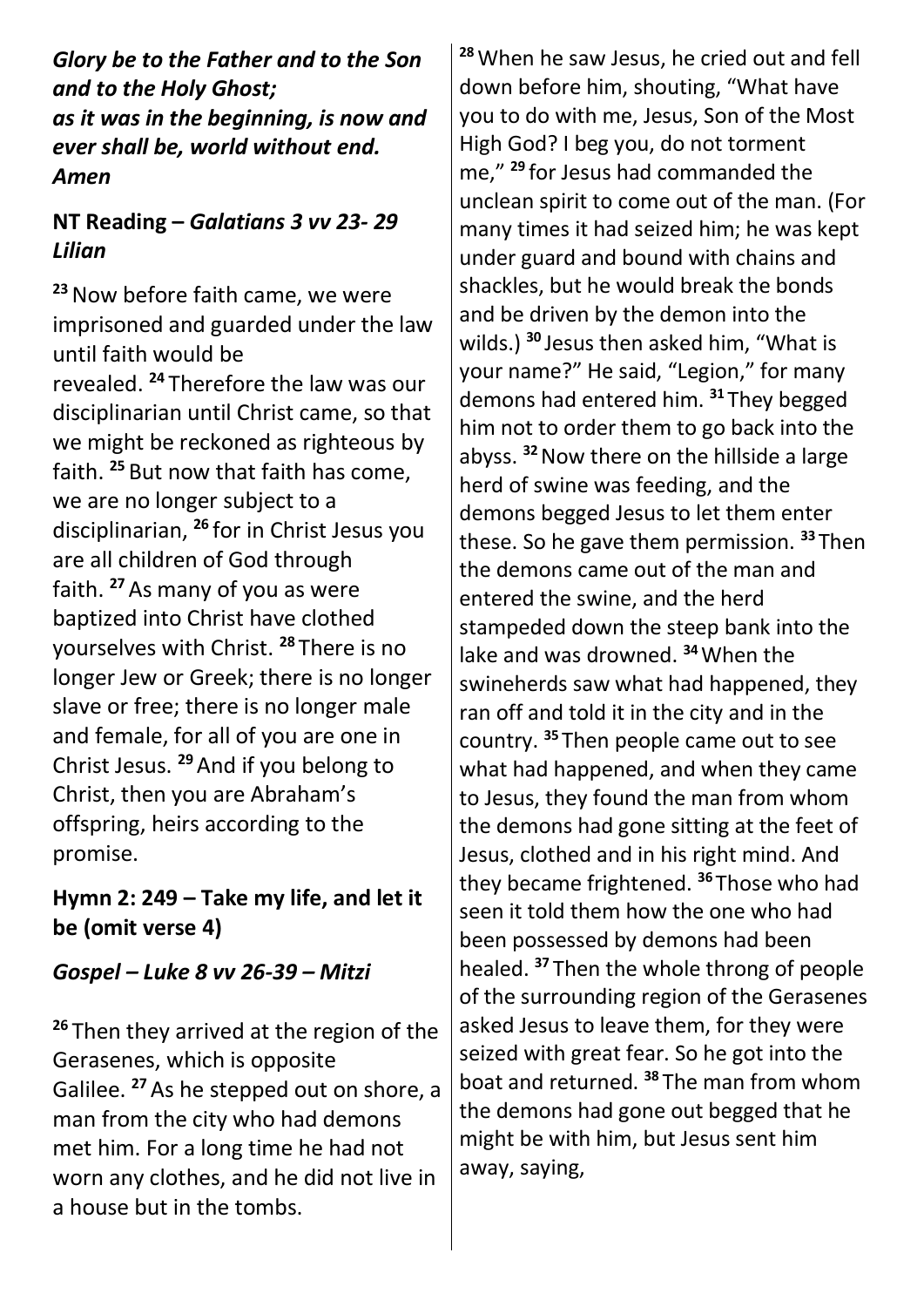***Glory be to the Father and to the Son and to the Holy Ghost;***
***as it was in the beginning, is now and ever shall be, world without end. Amen***

**NT Reading –** ***Galatians 3 vv 23- 29 Lilian***

[23] Now before faith came, we were imprisoned and guarded under the law until faith would be revealed. [24] Therefore the law was our disciplinarian until Christ came, so that we might be reckoned as righteous by faith. [25] But now that faith has come, we are no longer subject to a disciplinarian, [26] for in Christ Jesus you are all children of God through faith. [27] As many of you as were baptized into Christ have clothed yourselves with Christ. [28] There is no longer Jew or Greek; there is no longer slave or free; there is no longer male and female, for all of you are one in Christ Jesus. [29] And if you belong to Christ, then you are Abraham's offspring, heirs according to the promise.

**Hymn 2: 249 – Take my life, and let it be (omit verse 4)**

***Gospel – Luke 8 vv 26-39 – Mitzi***

[26] Then they arrived at the region of the Gerasenes, which is opposite Galilee. [27] As he stepped out on shore, a man from the city who had demons met him. For a long time he had not worn any clothes, and he did not live in a house but in the tombs. [28] When he saw Jesus, he cried out and fell down before him, shouting, "What have you to do with me, Jesus, Son of the Most High God? I beg you, do not torment me," [29] for Jesus had commanded the unclean spirit to come out of the man. (For many times it had seized him; he was kept under guard and bound with chains and shackles, but he would break the bonds and be driven by the demon into the wilds.) [30] Jesus then asked him, "What is your name?" He said, "Legion," for many demons had entered him. [31] They begged him not to order them to go back into the abyss. [32] Now there on the hillside a large herd of swine was feeding, and the demons begged Jesus to let them enter these. So he gave them permission. [33] Then the demons came out of the man and entered the swine, and the herd stampeded down the steep bank into the lake and was drowned. [34] When the swineherds saw what had happened, they ran off and told it in the city and in the country. [35] Then people came out to see what had happened, and when they came to Jesus, they found the man from whom the demons had gone sitting at the feet of Jesus, clothed and in his right mind. And they became frightened. [36] Those who had seen it told them how the one who had been possessed by demons had been healed. [37] Then the whole throng of people of the surrounding region of the Gerasenes asked Jesus to leave them, for they were seized with great fear. So he got into the boat and returned. [38] The man from whom the demons had gone out begged that he might be with him, but Jesus sent him away, saying,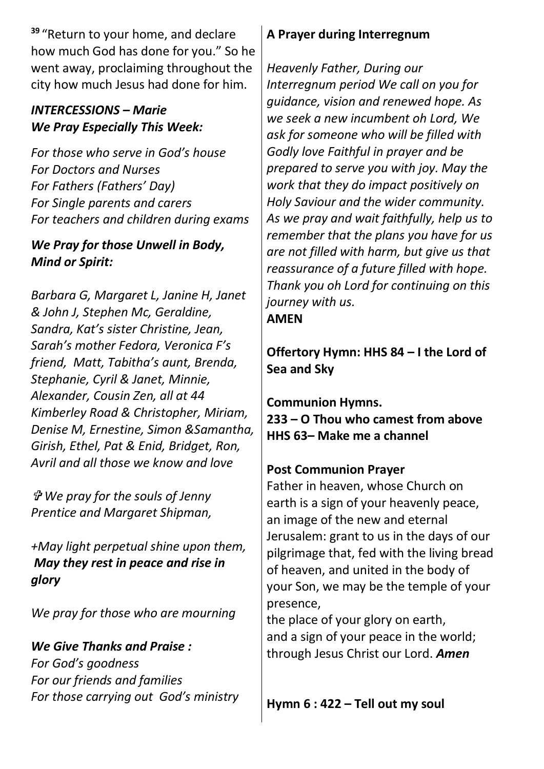[39] "Return to your home, and declare how much God has done for you." So he went away, proclaiming throughout the city how much Jesus had done for him.

***INTERCESSIONS – Marie***
***We Pray Especially This Week:***

*For those who serve in God's house*
*For Doctors and Nurses*
*For Fathers (Fathers' Day)*
*For Single parents and carers*
*For teachers and children during exams*

***We Pray for those Unwell in Body, Mind or Spirit:***

*Barbara G, Margaret L, Janine H, Janet & John J, Stephen Mc, Geraldine, Sandra, Kat's sister Christine, Jean, Sarah's mother Fedora, Veronica F's friend, Matt, Tabitha's aunt, Brenda, Stephanie, Cyril & Janet, Minnie, Alexander, Cousin Zen, all at 44 Kimberley Road & Christopher, Miriam, Denise M, Ernestine, Simon &Samantha, Girish, Ethel, Pat & Enid, Bridget, Ron, Avril and all those we know and love*

*✞ We pray for the souls of Jenny Prentice and Margaret Shipman,*

*+May light perpetual shine upon them,*
***May they rest in peace and rise in glory***

*We pray for those who are mourning*

***We Give Thanks and Praise :***
*For God's goodness*
*For our friends and families*
*For those carrying out God's ministry*

**A Prayer during Interregnum**

*Heavenly Father, During our Interregnum period We call on you for guidance, vision and renewed hope. As we seek a new incumbent oh Lord, We ask for someone who will be filled with Godly love Faithful in prayer and be prepared to serve you with joy. May the work that they do impact positively on Holy Saviour and the wider community. As we pray and wait faithfully, help us to remember that the plans you have for us are not filled with harm, but give us that reassurance of a future filled with hope. Thank you oh Lord for continuing on this journey with us.*
**AMEN**

**Offertory Hymn: HHS 84 – I the Lord of Sea and Sky**

**Communion Hymns.**
**233 – O Thou who camest from above**
**HHS 63– Make me a channel**

**Post Communion Prayer**

Father in heaven, whose Church on earth is a sign of your heavenly peace, an image of the new and eternal Jerusalem: grant to us in the days of our pilgrimage that, fed with the living bread of heaven, and united in the body of your Son, we may be the temple of your presence,
the place of your glory on earth,
and a sign of your peace in the world;
through Jesus Christ our Lord. ***Amen***

**Hymn 6 : 422 – Tell out my soul**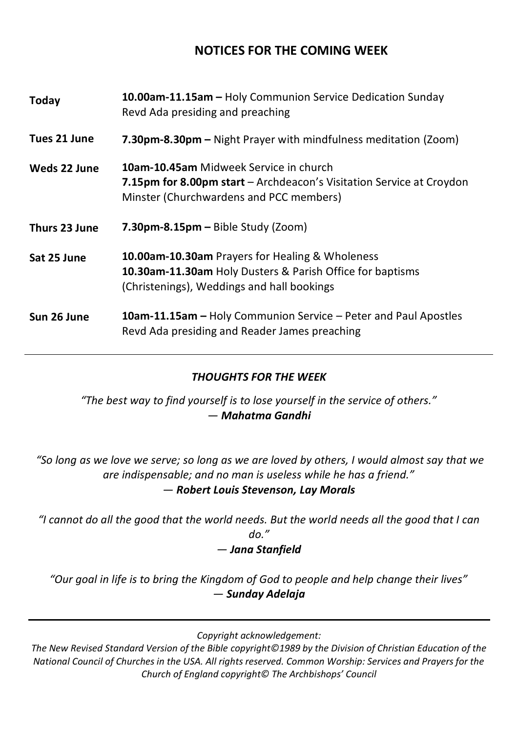## NOTICES FOR THE COMING WEEK

| | |
|---|---|
| **Today** | **10.00am-11.15am –** Holy Communion Service Dedication Sunday<br>Revd Ada presiding and preaching |
| **Tues 21 June** | **7.30pm-8.30pm –** Night Prayer with mindfulness meditation (Zoom) |
| **Weds 22 June** | **10am-10.45am** Midweek Service in church<br>**7.15pm for 8.00pm start** – Archdeacon's Visitation Service at Croydon Minster (Churchwardens and PCC members) |
| **Thurs 23 June** | **7.30pm-8.15pm –** Bible Study (Zoom) |
| **Sat 25 June** | **10.00am-10.30am** Prayers for Healing & Wholeness<br>**10.30am-11.30am** Holy Dusters & Parish Office for baptisms (Christenings), Weddings and hall bookings |
| **Sun 26 June** | **10am-11.15am –** Holy Communion Service – Peter and Paul Apostles<br>Revd Ada presiding and Reader James preaching |

---

### *THOUGHTS FOR THE WEEK*

*"The best way to find yourself is to lose yourself in the service of others."*
― ***Mahatma Gandhi***

*"So long as we love we serve; so long as we are loved by others, I would almost say that we are indispensable; and no man is useless while he has a friend."*
― ***Robert Louis Stevenson, Lay Morals***

*"I cannot do all the good that the world needs. But the world needs all the good that I can do."*
― ***Jana Stanfield***

*"Our goal in life is to bring the Kingdom of God to people and help change their lives"*
― ***Sunday Adelaja***

---

*Copyright acknowledgement:*
*The New Revised Standard Version of the Bible copyright©1989 by the Division of Christian Education of the National Council of Churches in the USA. All rights reserved. Common Worship: Services and Prayers for the Church of England copyright© The Archbishops' Council*